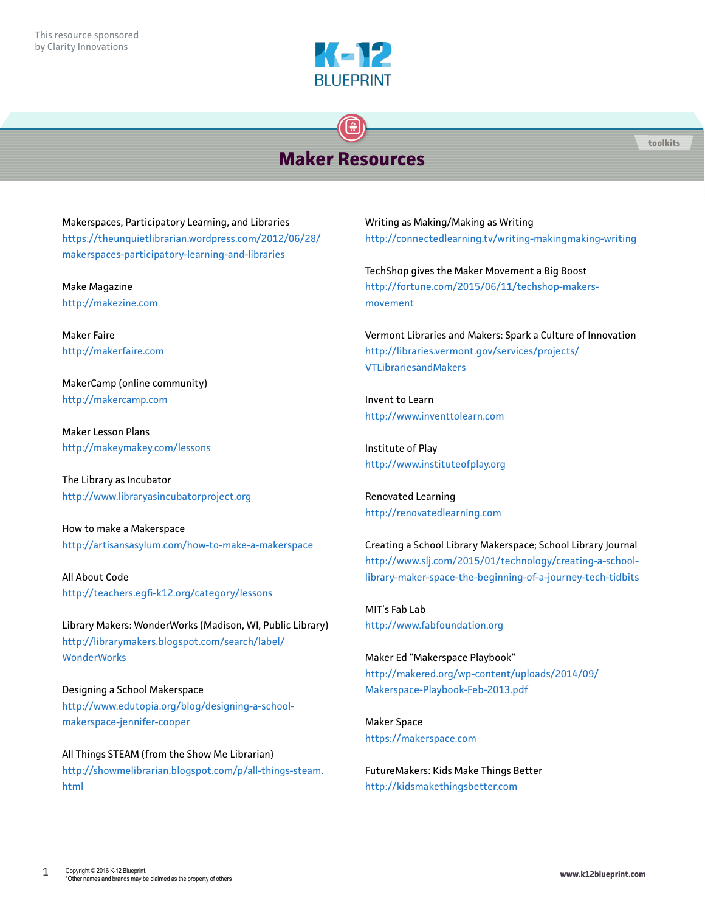This resource sponsored by Clarity Innovations

K-12 BLUEPRINT

toolkits

# Maker Resources

Makerspaces, Participatory Learning, and Libraries
https://theunquietlibrarian.wordpress.com/2012/06/28/makerspaces-participatory-learning-and-libraries

Make Magazine
http://makezine.com

Maker Faire
http://makerfaire.com

MakerCamp (online community)
http://makercamp.com

Maker Lesson Plans
http://makeymakey.com/lessons

The Library as Incubator
http://www.libraryasincubatorproject.org

How to make a Makerspace
http://artisansasylum.com/how-to-make-a-makerspace

All About Code
http://teachers.egfi-k12.org/category/lessons

Library Makers: WonderWorks (Madison, WI, Public Library)
http://librarymakers.blogspot.com/search/label/WonderWorks

Designing a School Makerspace
http://www.edutopia.org/blog/designing-a-school-makerspace-jennifer-cooper

All Things STEAM (from the Show Me Librarian)
http://showmelibrarian.blogspot.com/p/all-things-steam.html

Writing as Making/Making as Writing
http://connectedlearning.tv/writing-makingmaking-writing

TechShop gives the Maker Movement a Big Boost
http://fortune.com/2015/06/11/techshop-makers-movement

Vermont Libraries and Makers: Spark a Culture of Innovation
http://libraries.vermont.gov/services/projects/VTLibrariesandMakers

Invent to Learn
http://www.inventtolearn.com

Institute of Play
http://www.instituteofplay.org

Renovated Learning
http://renovatedlearning.com

Creating a School Library Makerspace; School Library Journal
http://www.slj.com/2015/01/technology/creating-a-school-library-maker-space-the-beginning-of-a-journey-tech-tidbits

MIT's Fab Lab
http://www.fabfoundation.org

Maker Ed "Makerspace Playbook"
http://makered.org/wp-content/uploads/2014/09/Makerspace-Playbook-Feb-2013.pdf

Maker Space
https://makerspace.com

FutureMakers: Kids Make Things Better
http://kidsmakethingsbetter.com

Copyright © 2016 K-12 Blueprint.
*Other names and brands may be claimed as the property of others

www.k12blueprint.com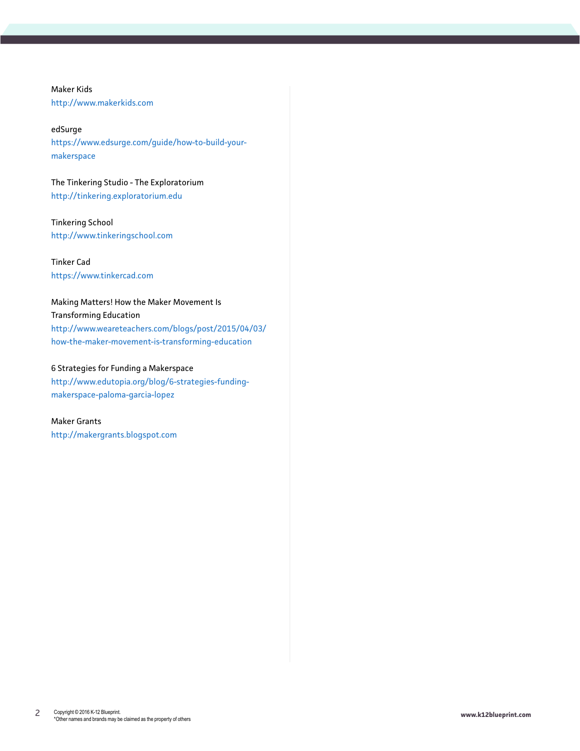Maker Kids
http://www.makerkids.com

edSurge
https://www.edsurge.com/guide/how-to-build-your-makerspace

The Tinkering Studio - The Exploratorium
http://tinkering.exploratorium.edu

Tinkering School
http://www.tinkeringschool.com

Tinker Cad
https://www.tinkercad.com

Making Matters! How the Maker Movement Is Transforming Education
http://www.weareteachers.com/blogs/post/2015/04/03/how-the-maker-movement-is-transforming-education

6 Strategies for Funding a Makerspace
http://www.edutopia.org/blog/6-strategies-funding-makerspace-paloma-garcia-lopez

Maker Grants
http://makergrants.blogspot.com

Copyright © 2016 K-12 Blueprint.
*Other names and brands may be claimed as the property of others

www.k12blueprint.com